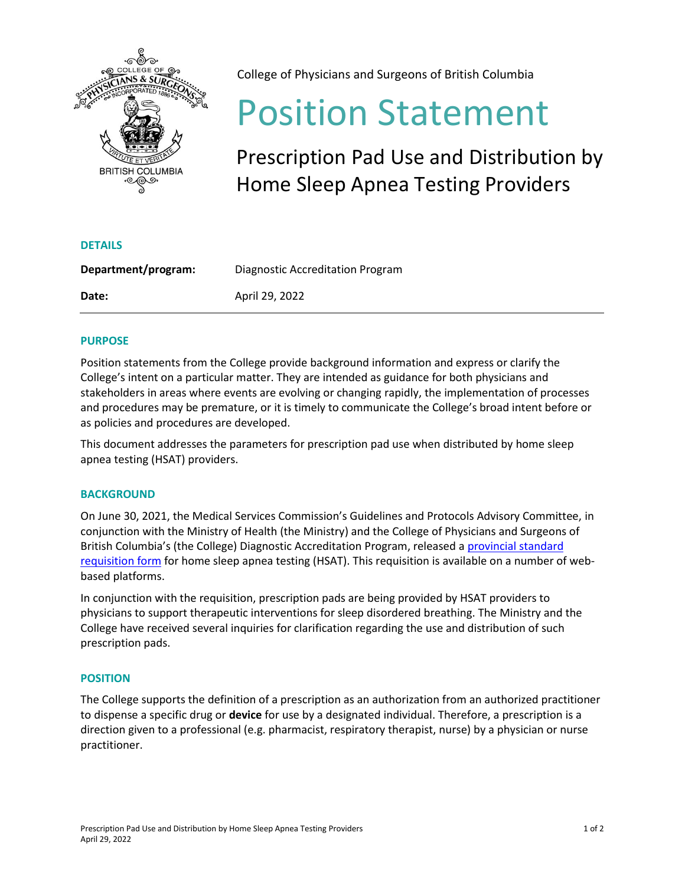College of Physicians and Surgeons of British Columbia

# Position Statement

## Prescription Pad Use and Distribution by Home Sleep Apnea Testing Providers

### DETAILS

| | |
|---|---|
| **Department/program:** | Diagnostic Accreditation Program |
| **Date:** | April 29, 2022 |

### PURPOSE

Position statements from the College provide background information and express or clarify the College's intent on a particular matter. They are intended as guidance for both physicians and stakeholders in areas where events are evolving or changing rapidly, the implementation of processes and procedures may be premature, or it is timely to communicate the College's broad intent before or as policies and procedures are developed.

This document addresses the parameters for prescription pad use when distributed by home sleep apnea testing (HSAT) providers.

### BACKGROUND

On June 30, 2021, the Medical Services Commission's Guidelines and Protocols Advisory Committee, in conjunction with the Ministry of Health (the Ministry) and the College of Physicians and Surgeons of British Columbia's (the College) Diagnostic Accreditation Program, released a provincial standard requisition form for home sleep apnea testing (HSAT). This requisition is available on a number of web-based platforms.

In conjunction with the requisition, prescription pads are being provided by HSAT providers to physicians to support therapeutic interventions for sleep disordered breathing. The Ministry and the College have received several inquiries for clarification regarding the use and distribution of such prescription pads.

### POSITION

The College supports the definition of a prescription as an authorization from an authorized practitioner to dispense a specific drug or **device** for use by a designated individual. Therefore, a prescription is a direction given to a professional (e.g. pharmacist, respiratory therapist, nurse) by a physician or nurse practitioner.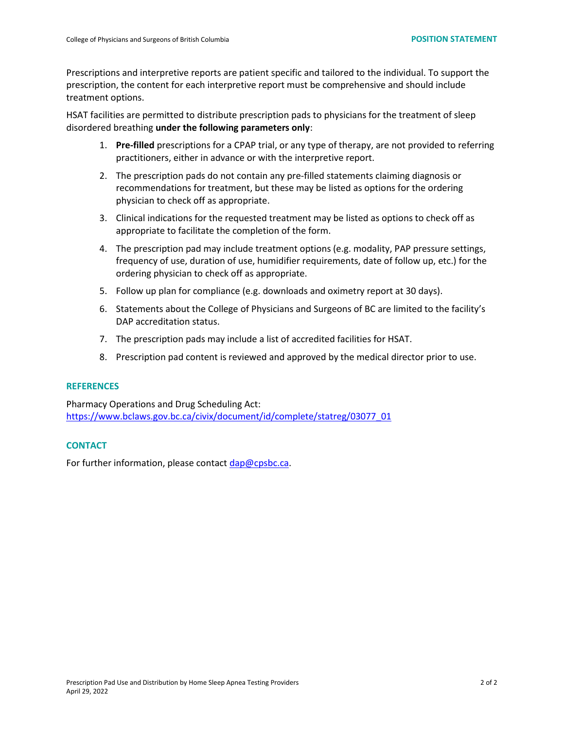Prescriptions and interpretive reports are patient specific and tailored to the individual. To support the prescription, the content for each interpretive report must be comprehensive and should include treatment options.

HSAT facilities are permitted to distribute prescription pads to physicians for the treatment of sleep disordered breathing **under the following parameters only**:

1. **Pre-filled** prescriptions for a CPAP trial, or any type of therapy, are not provided to referring practitioners, either in advance or with the interpretive report.
2. The prescription pads do not contain any pre-filled statements claiming diagnosis or recommendations for treatment, but these may be listed as options for the ordering physician to check off as appropriate.
3. Clinical indications for the requested treatment may be listed as options to check off as appropriate to facilitate the completion of the form.
4. The prescription pad may include treatment options (e.g. modality, PAP pressure settings, frequency of use, duration of use, humidifier requirements, date of follow up, etc.) for the ordering physician to check off as appropriate.
5. Follow up plan for compliance (e.g. downloads and oximetry report at 30 days).
6. Statements about the College of Physicians and Surgeons of BC are limited to the facility's DAP accreditation status.
7. The prescription pads may include a list of accredited facilities for HSAT.
8. Prescription pad content is reviewed and approved by the medical director prior to use.

## REFERENCES

Pharmacy Operations and Drug Scheduling Act:
[https://www.bclaws.gov.bc.ca/civix/document/id/complete/statreg/03077_01](https://www.bclaws.gov.bc.ca/civix/document/id/complete/statreg/03077_01)

## CONTACT

For further information, please contact [dap@cpsbc.ca](mailto:dap@cpsbc.ca).